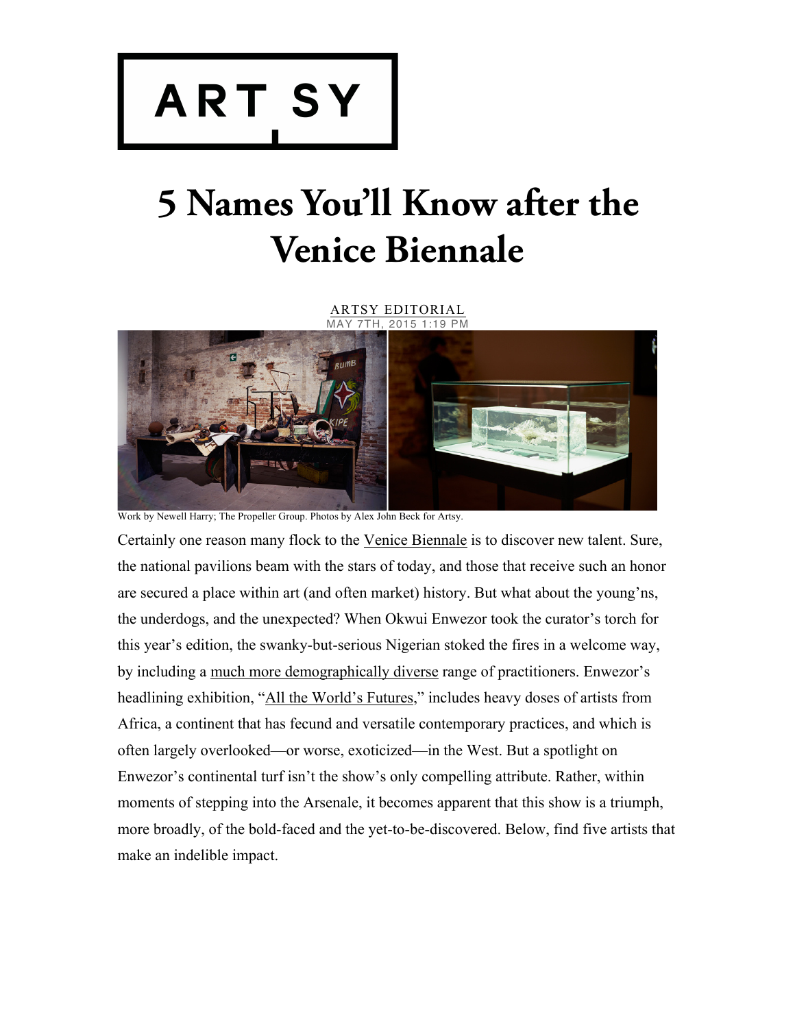ARTSY

# 5 Names You'll Know after the Venice Biennale

ARTSY EDITORIAL
MAY 7TH, 2015 1:19 PM

Work by Newell Harry; The Propeller Group. Photos by Alex John Beck for Artsy.

Certainly one reason many flock to the Venice Biennale is to discover new talent. Sure, the national pavilions beam with the stars of today, and those that receive such an honor are secured a place within art (and often market) history. But what about the young'ns, the underdogs, and the unexpected? When Okwui Enwezor took the curator's torch for this year's edition, the swanky-but-serious Nigerian stoked the fires in a welcome way, by including a much more demographically diverse range of practitioners. Enwezor's headlining exhibition, "All the World's Futures," includes heavy doses of artists from Africa, a continent that has fecund and versatile contemporary practices, and which is often largely overlooked—or worse, exoticized—in the West. But a spotlight on Enwezor's continental turf isn't the show's only compelling attribute. Rather, within moments of stepping into the Arsenale, it becomes apparent that this show is a triumph, more broadly, of the bold-faced and the yet-to-be-discovered. Below, find five artists that make an indelible impact.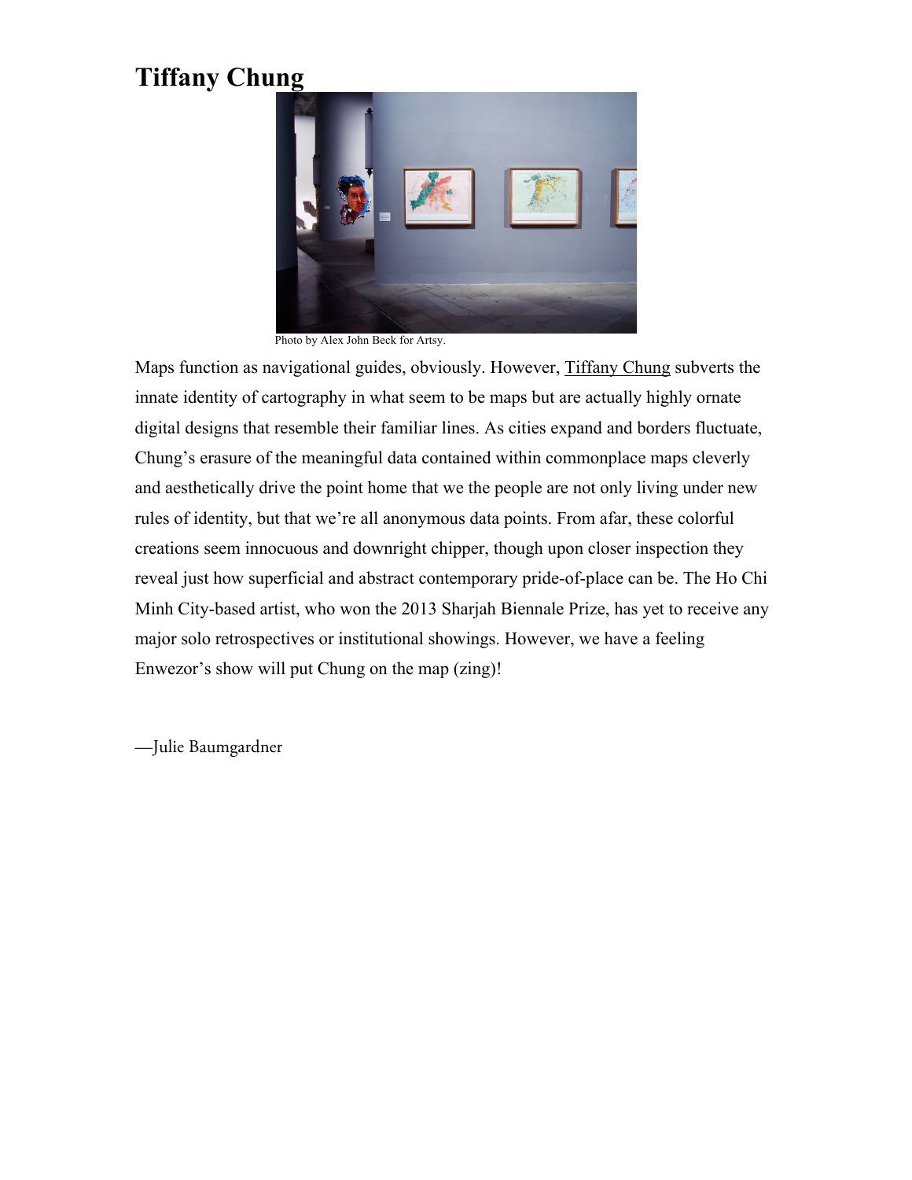# Tiffany Chung

Photo by Alex John Beck for Artsy.

Maps function as navigational guides, obviously. However, Tiffany Chung subverts the innate identity of cartography in what seem to be maps but are actually highly ornate digital designs that resemble their familiar lines. As cities expand and borders fluctuate, Chung's erasure of the meaningful data contained within commonplace maps cleverly and aesthetically drive the point home that we the people are not only living under new rules of identity, but that we're all anonymous data points. From afar, these colorful creations seem innocuous and downright chipper, though upon closer inspection they reveal just how superficial and abstract contemporary pride-of-place can be. The Ho Chi Minh City-based artist, who won the 2013 Sharjah Biennale Prize, has yet to receive any major solo retrospectives or institutional showings. However, we have a feeling Enwezor's show will put Chung on the map (zing)!

—Julie Baumgardner